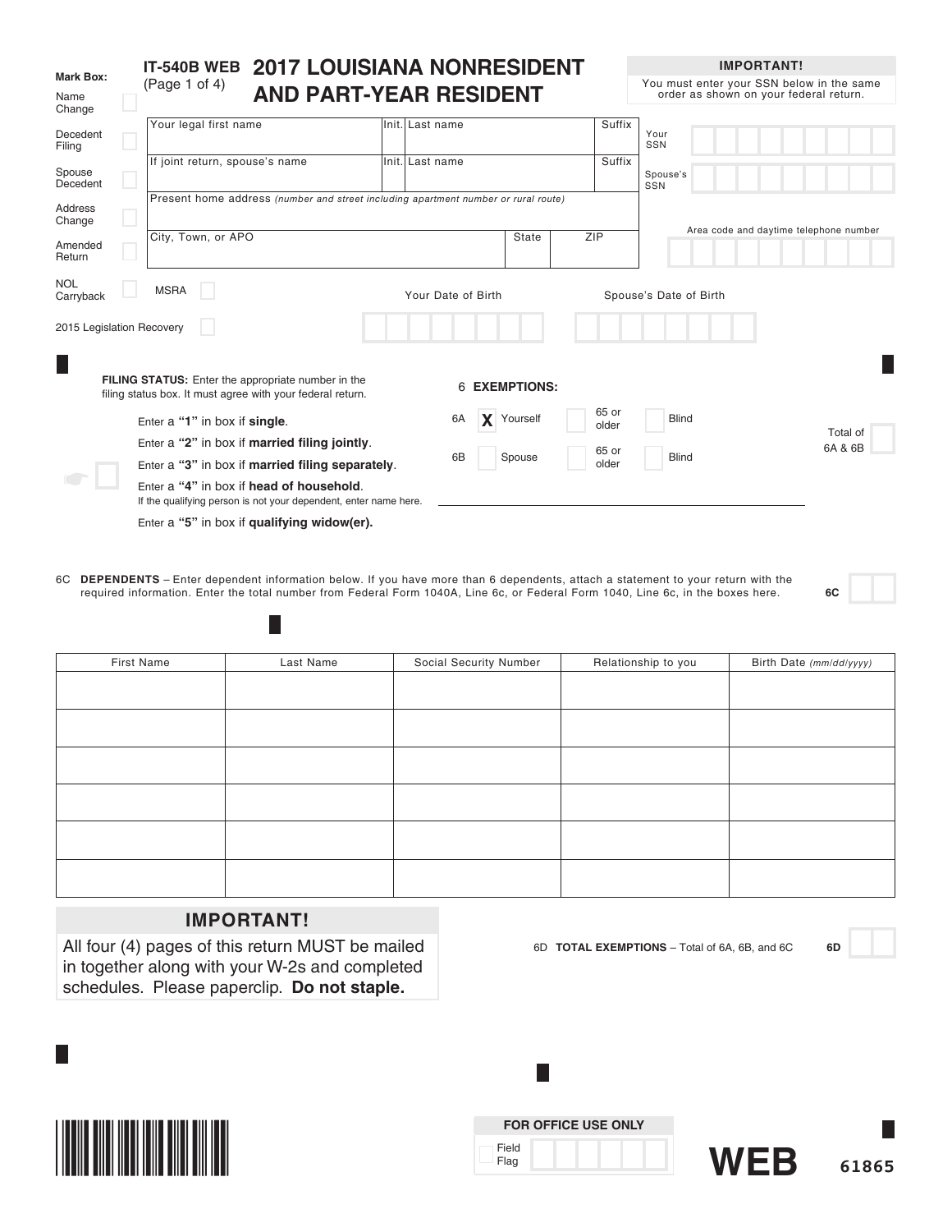**IT-540B WEB** (Page 1 of 4)

# 2017 LOUISIANA NONRESIDENT AND PART-YEAR RESIDENT

**IMPORTANT!**
You must enter your SSN below in the same order as shown on your federal return.

**Mark Box:**

- Name Change
- Decedent Filing
- Spouse Decedent
- Address Change
- Amended Return
- NOL Carryback
- MSRA
- 2015 Legislation Recovery

| Your legal first name | Init. | Last name | Suffix |
|---|---|---|---|
| | | | |

| If joint return, spouse's name | Init. | Last name | Suffix |
|---|---|---|---|
| | | | |

Present home address *(number and street including apartment number or rural route)*

| City, Town, or APO | State | ZIP |
|---|---|---|
| | | |

Your SSN

Spouse's SSN

Area code and daytime telephone number

Your Date of Birth

Spouse's Date of Birth

**FILING STATUS:** Enter the appropriate number in the filing status box. It must agree with your federal return.

Enter a **"1"** in box if **single**.
Enter a **"2"** in box if **married filing jointly**.
Enter a **"3"** in box if **married filing separately**.
Enter a **"4"** in box if **head of household**.
If the qualifying person is not your dependent, enter name here.
Enter a **"5"** in box if **qualifying widow(er).**

6 **EXEMPTIONS:**

6A X Yourself | 65 or older | Blind

6B Spouse | 65 or older | Blind

Total of 6A & 6B

6C **DEPENDENTS** – Enter dependent information below. If you have more than 6 dependents, attach a statement to your return with the required information. Enter the total number from Federal Form 1040A, Line 6c, or Federal Form 1040, Line 6c, in the boxes here. **6C**

| First Name | Last Name | Social Security Number | Relationship to you | Birth Date *(mm/dd/yyyy)* |
|---|---|---|---|---|
| | | | | |
| | | | | |
| | | | | |
| | | | | |
| | | | | |
| | | | | |

**IMPORTANT!**
All four (4) pages of this return MUST be mailed in together along with your W-2s and completed schedules. Please paperclip. **Do not staple.**

6D **TOTAL EXEMPTIONS** – Total of 6A, 6B, and 6C **6D**

**FOR OFFICE USE ONLY**
Field Flag

**WEB** 61865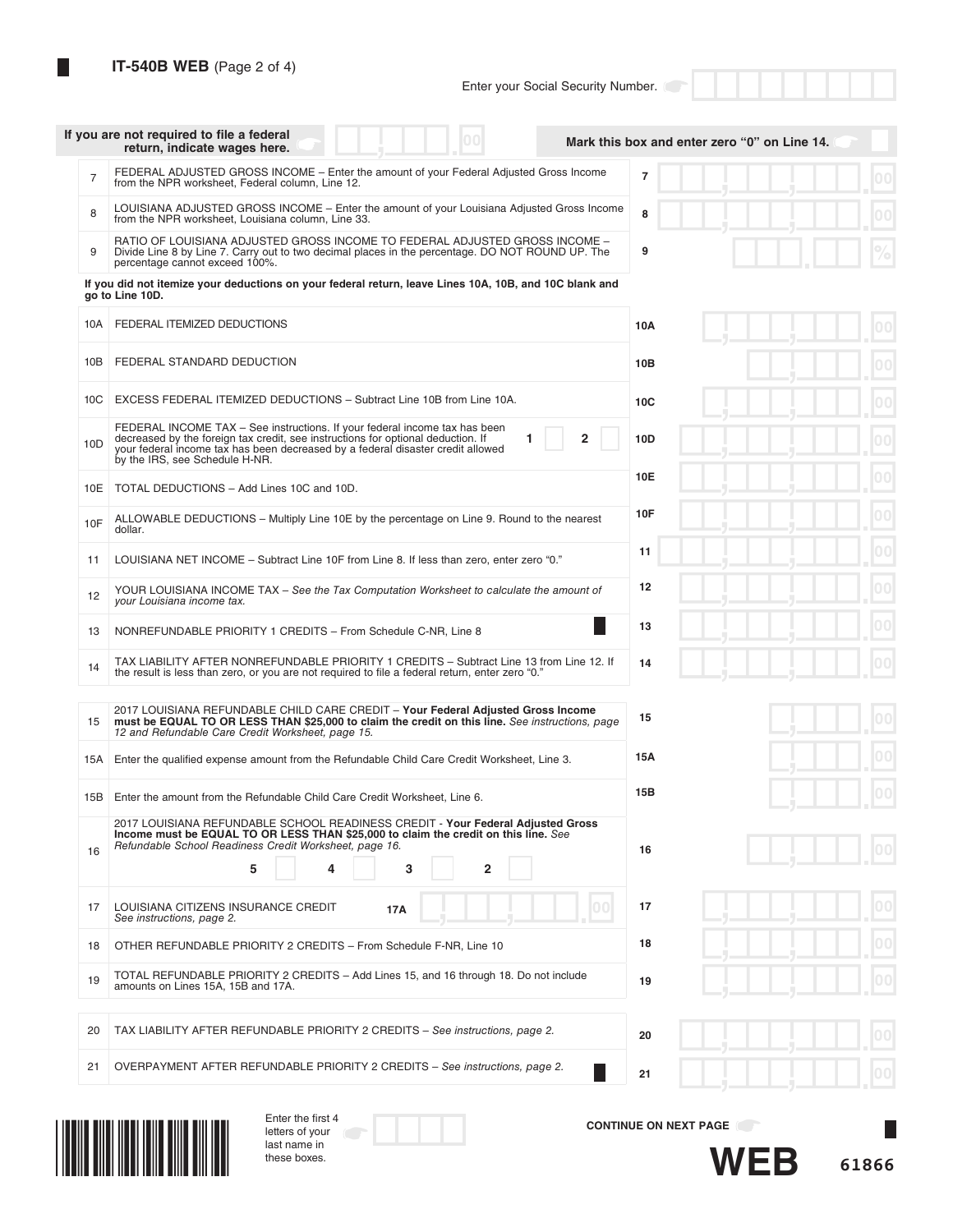**IT-540B WEB** (Page 2 of 4)

Enter your Social Security Number.

If you are not required to file a federal return, indicate wages here. | Mark this box and enter zero "0" on Line 14.

| Line | Description | Line | Amount |
|---|---|---|---|
| 7 | FEDERAL ADJUSTED GROSS INCOME – Enter the amount of your Federal Adjusted Gross Income from the NPR worksheet, Federal column, Line 12. | 7 | .00 |
| 8 | LOUISIANA ADJUSTED GROSS INCOME – Enter the amount of your Louisiana Adjusted Gross Income from the NPR worksheet, Louisiana column, Line 33. | 8 | .00 |
| 9 | RATIO OF LOUISIANA ADJUSTED GROSS INCOME TO FEDERAL ADJUSTED GROSS INCOME – Divide Line 8 by Line 7. Carry out to two decimal places in the percentage. DO NOT ROUND UP. The percentage cannot exceed 100%. | 9 | % |

**If you did not itemize your deductions on your federal return, leave Lines 10A, 10B, and 10C blank and go to Line 10D.**

| Line | Description | Line | Amount |
|---|---|---|---|
| 10A | FEDERAL ITEMIZED DEDUCTIONS | 10A | .00 |
| 10B | FEDERAL STANDARD DEDUCTION | 10B | .00 |
| 10C | EXCESS FEDERAL ITEMIZED DEDUCTIONS – Subtract Line 10B from Line 10A. | 10C | .00 |
| 10D | FEDERAL INCOME TAX – See instructions. If your federal income tax has been decreased by the foreign tax credit, see instructions for optional deduction. If your federal income tax has been decreased by a federal disaster credit allowed by the IRS, see Schedule H-NR. 1 ☐ 2 ☐ | 10D | .00 |
| 10E | TOTAL DEDUCTIONS – Add Lines 10C and 10D. | 10E | .00 |
| 10F | ALLOWABLE DEDUCTIONS – Multiply Line 10E by the percentage on Line 9. Round to the nearest dollar. | 10F | .00 |
| 11 | LOUISIANA NET INCOME – Subtract Line 10F from Line 8. If less than zero, enter zero "0." | 11 | .00 |
| 12 | YOUR LOUISIANA INCOME TAX – *See the Tax Computation Worksheet to calculate the amount of your Louisiana income tax.* | 12 | .00 |
| 13 | NONREFUNDABLE PRIORITY 1 CREDITS – From Schedule C-NR, Line 8 | 13 | .00 |
| 14 | TAX LIABILITY AFTER NONREFUNDABLE PRIORITY 1 CREDITS – Subtract Line 13 from Line 12. If the result is less than zero, or you are not required to file a federal return, enter zero "0." | 14 | .00 |

| Line | Description | Line | Amount |
|---|---|---|---|
| 15 | 2017 LOUISIANA REFUNDABLE CHILD CARE CREDIT – **Your Federal Adjusted Gross Income must be EQUAL TO OR LESS THAN $25,000 to claim the credit on this line.** *See instructions, page 12 and Refundable Care Credit Worksheet, page 15.* | 15 | .00 |
| 15A | Enter the qualified expense amount from the Refundable Child Care Credit Worksheet, Line 3. | 15A | .00 |
| 15B | Enter the amount from the Refundable Child Care Credit Worksheet, Line 6. | 15B | .00 |
| 16 | 2017 LOUISIANA REFUNDABLE SCHOOL READINESS CREDIT - **Your Federal Adjusted Gross Income must be EQUAL TO OR LESS THAN $25,000 to claim the credit on this line.** *See Refundable School Readiness Credit Worksheet, page 16.* 5 ☐ 4 ☐ 3 ☐ 2 ☐ | 16 | .00 |
| 17 | LOUISIANA CITIZENS INSURANCE CREDIT *See instructions, page 2.* 17A .00 | 17 | .00 |
| 18 | OTHER REFUNDABLE PRIORITY 2 CREDITS – From Schedule F-NR, Line 10 | 18 | .00 |
| 19 | TOTAL REFUNDABLE PRIORITY 2 CREDITS – Add Lines 15, and 16 through 18. Do not include amounts on Lines 15A, 15B and 17A. | 19 | .00 |

| Line | Description | Line | Amount |
|---|---|---|---|
| 20 | TAX LIABILITY AFTER REFUNDABLE PRIORITY 2 CREDITS – *See instructions, page 2.* | 20 | .00 |
| 21 | OVERPAYMENT AFTER REFUNDABLE PRIORITY 2 CREDITS – *See instructions, page 2.* | 21 | .00 |

Enter the first 4 letters of your last name in these boxes.

**CONTINUE ON NEXT PAGE**

**WEB** 61866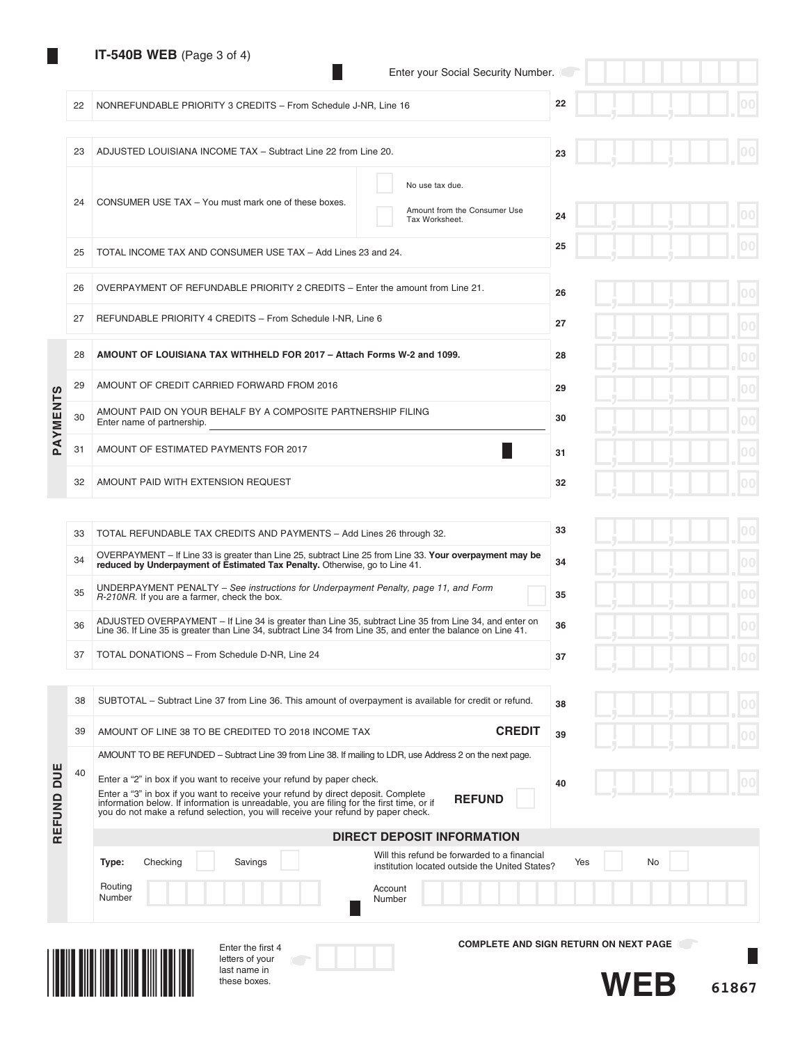**IT-540B WEB** (Page 3 of 4)

Enter your Social Security Number.

| | | | |
|---|---|---|---|
| 22 | NONREFUNDABLE PRIORITY 3 CREDITS – From Schedule J-NR, Line 16 | 22 | .00 |
| 23 | ADJUSTED LOUISIANA INCOME TAX – Subtract Line 22 from Line 20. | 23 | .00 |
| 24 | CONSUMER USE TAX – You must mark one of these boxes. ☐ No use tax due. ☐ Amount from the Consumer Use Tax Worksheet. | 24 | .00 |
| 25 | TOTAL INCOME TAX AND CONSUMER USE TAX – Add Lines 23 and 24. | 25 | .00 |
| 26 | OVERPAYMENT OF REFUNDABLE PRIORITY 2 CREDITS – Enter the amount from Line 21. | 26 | .00 |
| 27 | REFUNDABLE PRIORITY 4 CREDITS – From Schedule I-NR, Line 6 | 27 | .00 |

**PAYMENTS**

| | | | |
|---|---|---|---|
| 28 | **AMOUNT OF LOUISIANA TAX WITHHELD FOR 2017 – Attach Forms W-2 and 1099.** | 28 | .00 |
| 29 | AMOUNT OF CREDIT CARRIED FORWARD FROM 2016 | 29 | .00 |
| 30 | AMOUNT PAID ON YOUR BEHALF BY A COMPOSITE PARTNERSHIP FILING<br>Enter name of partnership. | 30 | .00 |
| 31 | AMOUNT OF ESTIMATED PAYMENTS FOR 2017 | 31 | .00 |
| 32 | AMOUNT PAID WITH EXTENSION REQUEST | 32 | .00 |

| | | | |
|---|---|---|---|
| 33 | TOTAL REFUNDABLE TAX CREDITS AND PAYMENTS – Add Lines 26 through 32. | 33 | .00 |
| 34 | OVERPAYMENT – If Line 33 is greater than Line 25, subtract Line 25 from Line 33. **Your overpayment may be reduced by Underpayment of Estimated Tax Penalty.** Otherwise, go to Line 41. | 34 | .00 |
| 35 | UNDERPAYMENT PENALTY – *See instructions for Underpayment Penalty, page 11, and Form R-210NR.* If you are a farmer, check the box. ☐ | 35 | .00 |
| 36 | ADJUSTED OVERPAYMENT – If Line 34 is greater than Line 35, subtract Line 35 from Line 34, and enter on Line 36. If Line 35 is greater than Line 34, subtract Line 34 from Line 35, and enter the balance on Line 41. | 36 | .00 |
| 37 | TOTAL DONATIONS – From Schedule D-NR, Line 24 | 37 | .00 |

**REFUND DUE**

| | | | |
|---|---|---|---|
| 38 | SUBTOTAL – Subtract Line 37 from Line 36. This amount of overpayment is available for credit or refund. | 38 | .00 |
| 39 | AMOUNT OF LINE 38 TO BE CREDITED TO 2018 INCOME TAX **CREDIT** | 39 | .00 |
| 40 | AMOUNT TO BE REFUNDED – Subtract Line 39 from Line 38. If mailing to LDR, use Address 2 on the next page.<br>Enter a "2" in box if you want to receive your refund by paper check.<br>Enter a "3" in box if you want to receive your refund by direct deposit. Complete information below. If information is unreadable, you are filing for the first time, or if you do not make a refund selection, you will receive your refund by paper check. **REFUND** ☐ | 40 | .00 |

**DIRECT DEPOSIT INFORMATION**

Type: Checking ☐ Savings ☐

Will this refund be forwarded to a financial institution located outside the United States? Yes ☐ No ☐

Routing Number

Account Number

Enter the first 4 letters of your last name in these boxes.

COMPLETE AND SIGN RETURN ON NEXT PAGE

**WEB** 61867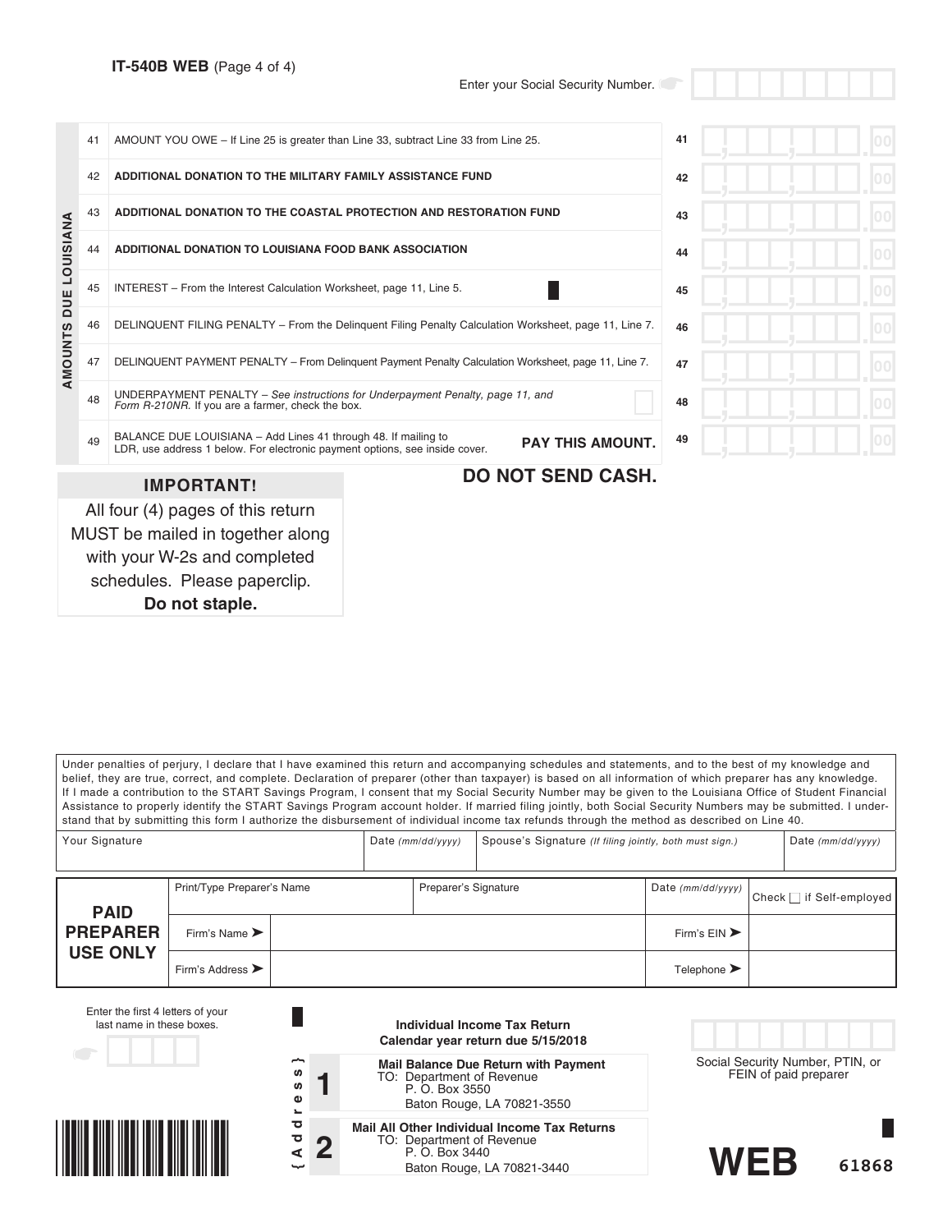**IT-540B WEB** (Page 4 of 4)

Enter your Social Security Number.

**AMOUNTS DUE LOUISIANA**

| | | | |
|---|---|---|---|
| 41 | AMOUNT YOU OWE – If Line 25 is greater than Line 33, subtract Line 33 from Line 25. | 41 | .00 |
| 42 | **ADDITIONAL DONATION TO THE MILITARY FAMILY ASSISTANCE FUND** | 42 | .00 |
| 43 | **ADDITIONAL DONATION TO THE COASTAL PROTECTION AND RESTORATION FUND** | 43 | .00 |
| 44 | **ADDITIONAL DONATION TO LOUISIANA FOOD BANK ASSOCIATION** | 44 | .00 |
| 45 | INTEREST – From the Interest Calculation Worksheet, page 11, Line 5. | 45 | .00 |
| 46 | DELINQUENT FILING PENALTY – From the Delinquent Filing Penalty Calculation Worksheet, page 11, Line 7. | 46 | .00 |
| 47 | DELINQUENT PAYMENT PENALTY – From Delinquent Payment Penalty Calculation Worksheet, page 11, Line 7. | 47 | .00 |
| 48 | UNDERPAYMENT PENALTY – *See instructions for Underpayment Penalty, page 11, and Form R-210NR.* If you are a farmer, check the box. ☐ | 48 | .00 |
| 49 | BALANCE DUE LOUISIANA – Add Lines 41 through 48. If mailing to LDR, use address 1 below. For electronic payment options, see inside cover. **PAY THIS AMOUNT.** | 49 | .00 |

**DO NOT SEND CASH.**

**IMPORTANT!**

All four (4) pages of this return MUST be mailed in together along with your W-2s and completed schedules. Please paperclip. **Do not staple.**

Under penalties of perjury, I declare that I have examined this return and accompanying schedules and statements, and to the best of my knowledge and belief, they are true, correct, and complete. Declaration of preparer (other than taxpayer) is based on all information of which preparer has any knowledge. If I made a contribution to the START Savings Program, I consent that my Social Security Number may be given to the Louisiana Office of Student Financial Assistance to properly identify the START Savings Program account holder. If married filing jointly, both Social Security Numbers may be submitted. I understand that by submitting this form I authorize the disbursement of individual income tax refunds through the method as described on Line 40.

| Your Signature | Date *(mm/dd/yyyy)* | Spouse's Signature *(If filing jointly, both must sign.)* | Date *(mm/dd/yyyy)* |
|---|---|---|---|
| | | | |

| **PAID PREPARER USE ONLY** | | | | |
|---|---|---|---|---|
| Print/Type Preparer's Name | | Preparer's Signature | Date *(mm/dd/yyyy)* | Check ☐ if Self-employed |
| Firm's Name ➤ | | | Firm's EIN ➤ | |
| Firm's Address ➤ | | | Telephone ➤ | |

Enter the first 4 letters of your last name in these boxes.

**Individual Income Tax Return**
**Calendar year return due 5/15/2018**

{Address}

**1** **Mail Balance Due Return with Payment**
TO: Department of Revenue
P. O. Box 3550
Baton Rouge, LA 70821-3550

**2** **Mail All Other Individual Income Tax Returns**
TO: Department of Revenue
P. O. Box 3440
Baton Rouge, LA 70821-3440

Social Security Number, PTIN, or FEIN of paid preparer

**WEB** 61868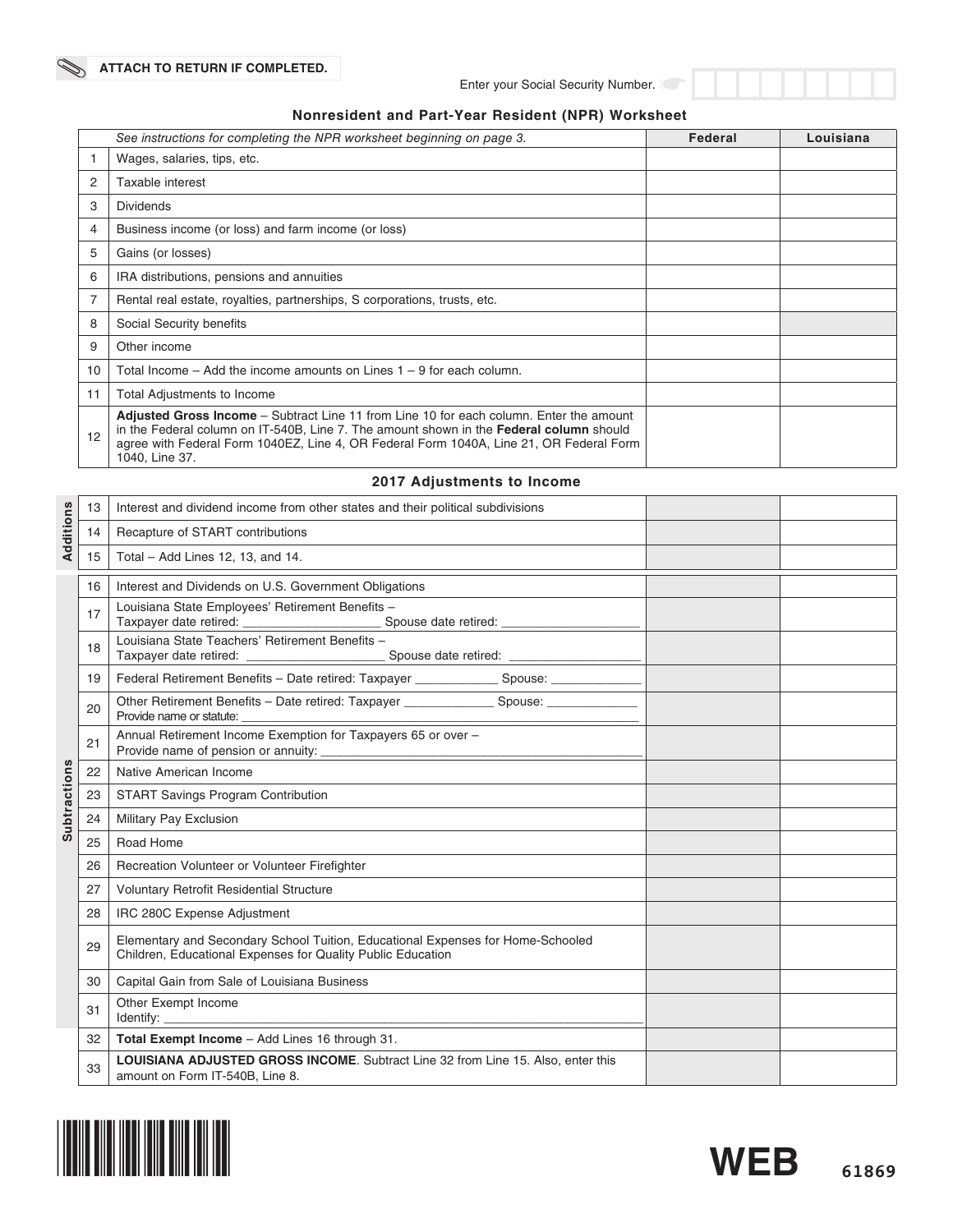ATTACH TO RETURN IF COMPLETED.

Enter your Social Security Number.

## Nonresident and Part-Year Resident (NPR) Worksheet

| | *See instructions for completing the NPR worksheet beginning on page 3.* | Federal | Louisiana |
|---|---|---|---|
| 1 | Wages, salaries, tips, etc. | | |
| 2 | Taxable interest | | |
| 3 | Dividends | | |
| 4 | Business income (or loss) and farm income (or loss) | | |
| 5 | Gains (or losses) | | |
| 6 | IRA distributions, pensions and annuities | | |
| 7 | Rental real estate, royalties, partnerships, S corporations, trusts, etc. | | |
| 8 | Social Security benefits | | |
| 9 | Other income | | |
| 10 | Total Income – Add the income amounts on Lines 1 – 9 for each column. | | |
| 11 | Total Adjustments to Income | | |
| 12 | **Adjusted Gross Income** – Subtract Line 11 from Line 10 for each column. Enter the amount in the Federal column on IT-540B, Line 7. The amount shown in the **Federal column** should agree with Federal Form 1040EZ, Line 4, OR Federal Form 1040A, Line 21, OR Federal Form 1040, Line 37. | | |

### 2017 Adjustments to Income

| | | | | |
|---|---|---|---|---|
| **Additions** | 13 | Interest and dividend income from other states and their political subdivisions | | |
| | 14 | Recapture of START contributions | | |
| | 15 | Total – Add Lines 12, 13, and 14. | | |
| **Subtractions** | 16 | Interest and Dividends on U.S. Government Obligations | | |
| | 17 | Louisiana State Employees' Retirement Benefits – Taxpayer date retired: ____________ Spouse date retired: ____________ | | |
| | 18 | Louisiana State Teachers' Retirement Benefits – Taxpayer date retired: ____________ Spouse date retired: ____________ | | |
| | 19 | Federal Retirement Benefits – Date retired: Taxpayer ____________ Spouse: ____________ | | |
| | 20 | Other Retirement Benefits – Date retired: Taxpayer ____________ Spouse: ____________ Provide name or statute: ____________ | | |
| | 21 | Annual Retirement Income Exemption for Taxpayers 65 or over – Provide name of pension or annuity: ____________ | | |
| | 22 | Native American Income | | |
| | 23 | START Savings Program Contribution | | |
| | 24 | Military Pay Exclusion | | |
| | 25 | Road Home | | |
| | 26 | Recreation Volunteer or Volunteer Firefighter | | |
| | 27 | Voluntary Retrofit Residential Structure | | |
| | 28 | IRC 280C Expense Adjustment | | |
| | 29 | Elementary and Secondary School Tuition, Educational Expenses for Home-Schooled Children, Educational Expenses for Quality Public Education | | |
| | 30 | Capital Gain from Sale of Louisiana Business | | |
| | 31 | Other Exempt Income Identify: ____________ | | |
| | 32 | **Total Exempt Income** – Add Lines 16 through 31. | | |
| | 33 | **LOUISIANA ADJUSTED GROSS INCOME**. Subtract Line 32 from Line 15. Also, enter this amount on Form IT-540B, Line 8. | | |

WEB 61869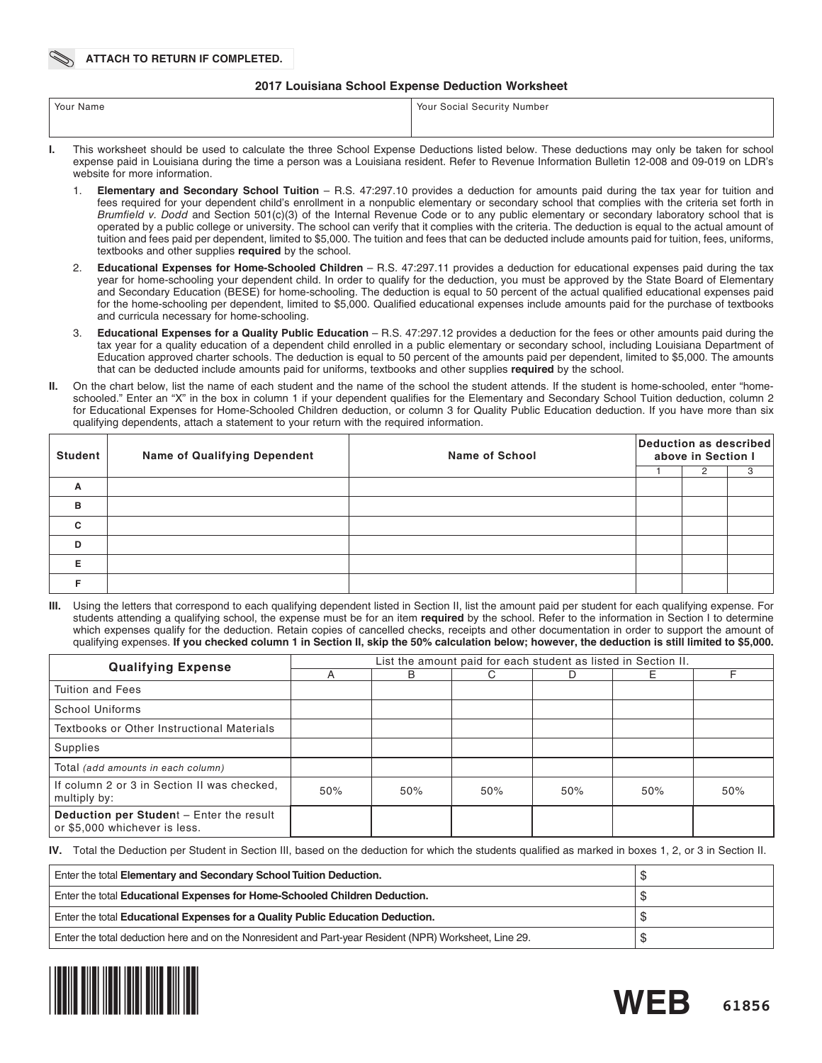**ATTACH TO RETURN IF COMPLETED.**

## 2017 Louisiana School Expense Deduction Worksheet

| Your Name | Your Social Security Number |
|---|---|
| | |

**I.** This worksheet should be used to calculate the three School Expense Deductions listed below. These deductions may only be taken for school expense paid in Louisiana during the time a person was a Louisiana resident. Refer to Revenue Information Bulletin 12-008 and 09-019 on LDR's website for more information.

1. **Elementary and Secondary School Tuition** – R.S. 47:297.10 provides a deduction for amounts paid during the tax year for tuition and fees required for your dependent child's enrollment in a nonpublic elementary or secondary school that complies with the criteria set forth in *Brumfield v. Dodd* and Section 501(c)(3) of the Internal Revenue Code or to any public elementary or secondary laboratory school that is operated by a public college or university. The school can verify that it complies with the criteria. The deduction is equal to the actual amount of tuition and fees paid per dependent, limited to $5,000. The tuition and fees that can be deducted include amounts paid for tuition, fees, uniforms, textbooks and other supplies **required** by the school.
2. **Educational Expenses for Home-Schooled Children** – R.S. 47:297.11 provides a deduction for educational expenses paid during the tax year for home-schooling your dependent child. In order to qualify for the deduction, you must be approved by the State Board of Elementary and Secondary Education (BESE) for home-schooling. The deduction is equal to 50 percent of the actual qualified educational expenses paid for the home-schooling per dependent, limited to $5,000. Qualified educational expenses include amounts paid for the purchase of textbooks and curricula necessary for home-schooling.
3. **Educational Expenses for a Quality Public Education** – R.S. 47:297.12 provides a deduction for the fees or other amounts paid during the tax year for a quality education of a dependent child enrolled in a public elementary or secondary school, including Louisiana Department of Education approved charter schools. The deduction is equal to 50 percent of the amounts paid per dependent, limited to $5,000. The amounts that can be deducted include amounts paid for uniforms, textbooks and other supplies **required** by the school.

**II.** On the chart below, list the name of each student and the name of the school the student attends. If the student is home-schooled, enter "home-schooled." Enter an "X" in the box in column 1 if your dependent qualifies for the Elementary and Secondary School Tuition deduction, column 2 for Educational Expenses for Home-Schooled Children deduction, or column 3 for Quality Public Education deduction. If you have more than six qualifying dependents, attach a statement to your return with the required information.

| Student | Name of Qualifying Dependent | Name of School | Deduction as described above in Section I | | |
|---|---|---|---|---|---|
| | | | 1 | 2 | 3 |
| A | | | | | |
| B | | | | | |
| C | | | | | |
| D | | | | | |
| E | | | | | |
| F | | | | | |

**III.** Using the letters that correspond to each qualifying dependent listed in Section II, list the amount paid per student for each qualifying expense. For students attending a qualifying school, the expense must be for an item **required** by the school. Refer to the information in Section I to determine which expenses qualify for the deduction. Retain copies of cancelled checks, receipts and other documentation in order to support the amount of qualifying expenses. **If you checked column 1 in Section II, skip the 50% calculation below; however, the deduction is still limited to $5,000.**

| Qualifying Expense | List the amount paid for each student as listed in Section II. | | | | | |
|---|---|---|---|---|---|---|
| | A | B | C | D | E | F |
| Tuition and Fees | | | | | | |
| School Uniforms | | | | | | |
| Textbooks or Other Instructional Materials | | | | | | |
| Supplies | | | | | | |
| Total *(add amounts in each column)* | | | | | | |
| If column 2 or 3 in Section II was checked, multiply by: | 50% | 50% | 50% | 50% | 50% | 50% |
| **Deduction per Student** – Enter the result or $5,000 whichever is less. | | | | | | |

**IV.** Total the Deduction per Student in Section III, based on the deduction for which the students qualified as marked in boxes 1, 2, or 3 in Section II.

| | |
|---|---|
| Enter the total **Elementary and Secondary School Tuition Deduction.** | $ |
| Enter the total **Educational Expenses for Home-Schooled Children Deduction.** | $ |
| Enter the total **Educational Expenses for a Quality Public Education Deduction.** | $ |
| Enter the total deduction here and on the Nonresident and Part-year Resident (NPR) Worksheet, Line 29. | $ |

**WEB** 61856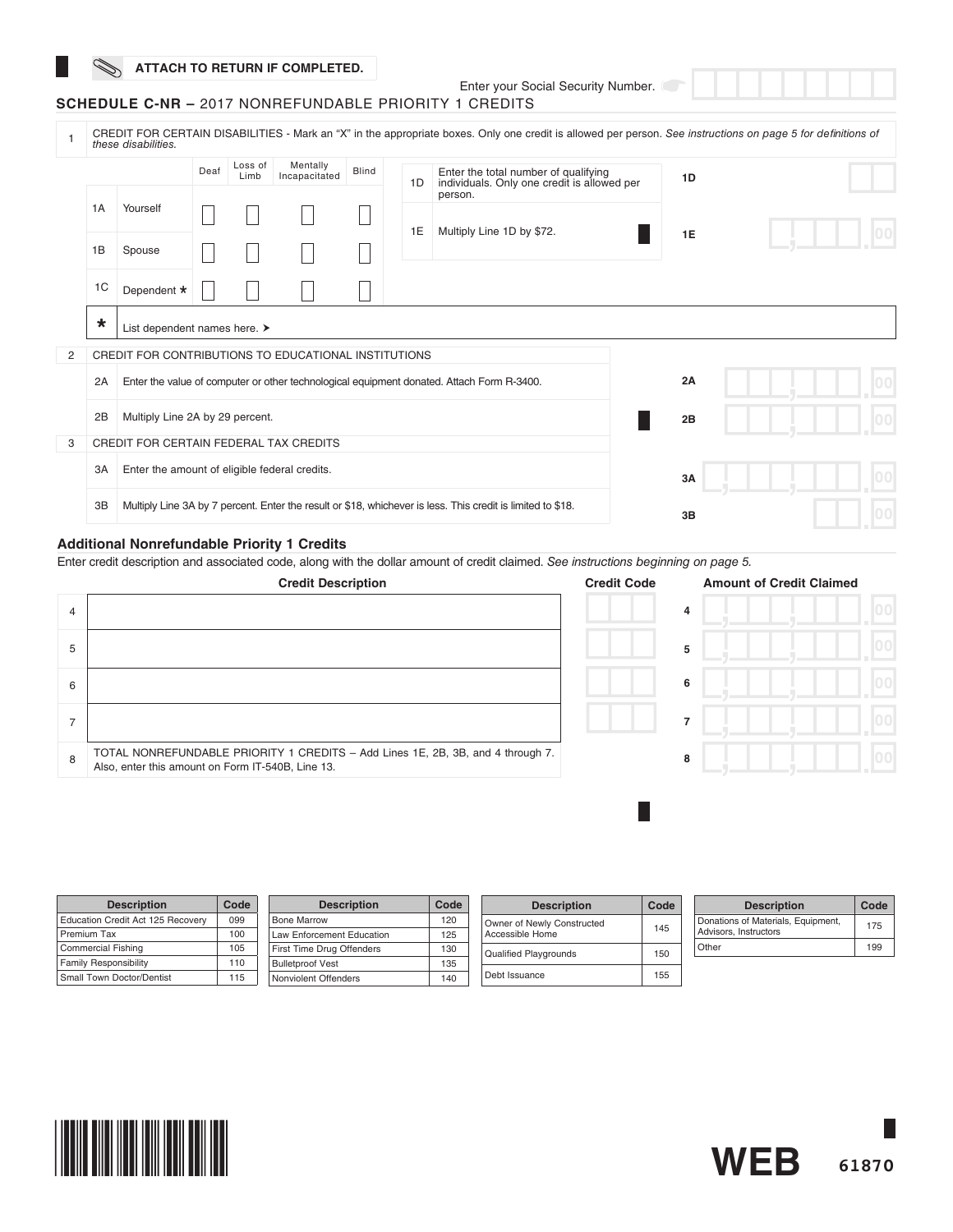ATTACH TO RETURN IF COMPLETED.

Enter your Social Security Number.

## SCHEDULE C-NR – 2017 NONREFUNDABLE PRIORITY 1 CREDITS

**1** CREDIT FOR CERTAIN DISABILITIES - Mark an "X" in the appropriate boxes. Only one credit is allowed per person. *See instructions on page 5 for definitions of these disabilities.*

| | | Deaf | Loss of Limb | Mentally Incapacitated | Blind |
|---|---|---|---|---|---|
| 1A | Yourself | | | | |
| 1B | Spouse | | | | |
| 1C | Dependent * | | | | |

| | | |
|---|---|---|
| 1D | Enter the total number of qualifying individuals. Only one credit is allowed per person. | 1D |
| 1E | Multiply Line 1D by $72. | 1E .00 |

\* List dependent names here. ➤

| | | | |
|---|---|---|---|
| **2** | CREDIT FOR CONTRIBUTIONS TO EDUCATIONAL INSTITUTIONS | | |
| 2A | Enter the value of computer or other technological equipment donated. Attach Form R-3400. | 2A | .00 |
| 2B | Multiply Line 2A by 29 percent. | 2B | .00 |
| **3** | CREDIT FOR CERTAIN FEDERAL TAX CREDITS | | |
| 3A | Enter the amount of eligible federal credits. | 3A | .00 |
| 3B | Multiply Line 3A by 7 percent. Enter the result or $18, whichever is less. This credit is limited to $18. | 3B | .00 |

### Additional Nonrefundable Priority 1 Credits

Enter credit description and associated code, along with the dollar amount of credit claimed. *See instructions beginning on page 5.*

| | Credit Description | Credit Code | | Amount of Credit Claimed |
|---|---|---|---|---|
| 4 | | | 4 | .00 |
| 5 | | | 5 | .00 |
| 6 | | | 6 | .00 |
| 7 | | | 7 | .00 |
| 8 | TOTAL NONREFUNDABLE PRIORITY 1 CREDITS – Add Lines 1E, 2B, 3B, and 4 through 7. Also, enter this amount on Form IT-540B, Line 13. | | 8 | .00 |

| Description | Code |
|---|---|
| Education Credit Act 125 Recovery | 099 |
| Premium Tax | 100 |
| Commercial Fishing | 105 |
| Family Responsibility | 110 |
| Small Town Doctor/Dentist | 115 |

| Description | Code |
|---|---|
| Bone Marrow | 120 |
| Law Enforcement Education | 125 |
| First Time Drug Offenders | 130 |
| Bulletproof Vest | 135 |
| Nonviolent Offenders | 140 |

| Description | Code |
|---|---|
| Owner of Newly Constructed Accessible Home | 145 |
| Qualified Playgrounds | 150 |
| Debt Issuance | 155 |

| Description | Code |
|---|---|
| Donations of Materials, Equipment, Advisors, Instructors | 175 |
| Other | 199 |

WEB 61870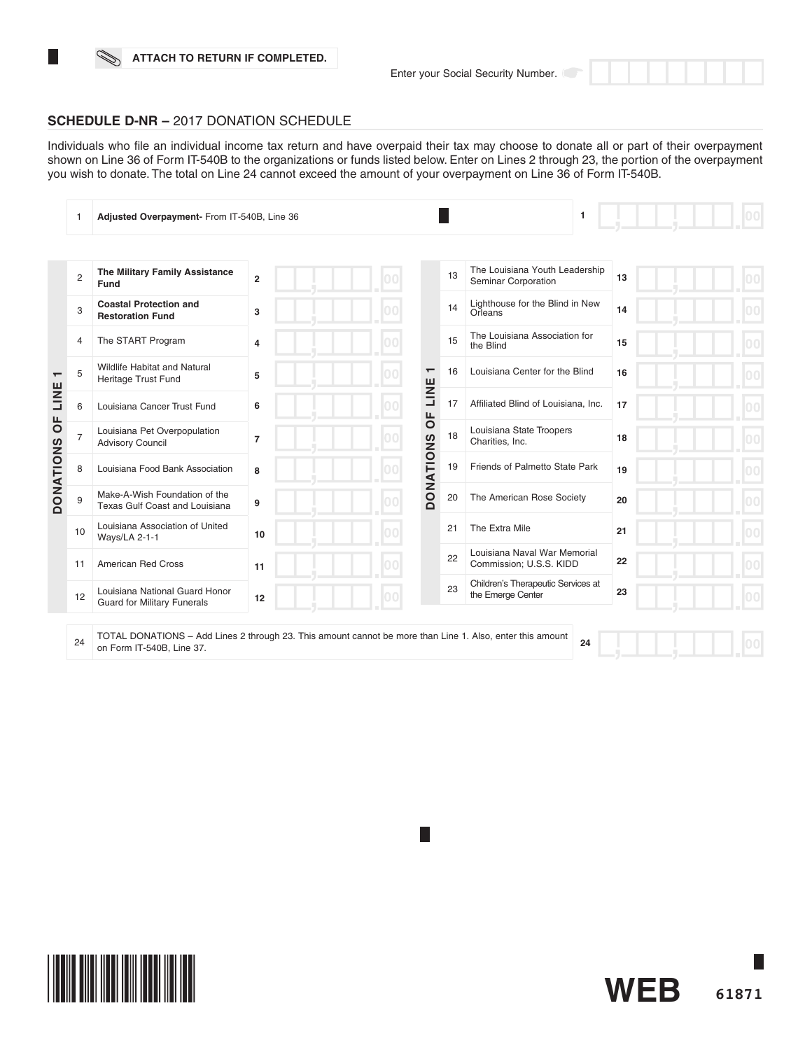ATTACH TO RETURN IF COMPLETED.

Enter your Social Security Number.

## SCHEDULE D-NR – 2017 DONATION SCHEDULE

Individuals who file an individual income tax return and have overpaid their tax may choose to donate all or part of their overpayment shown on Line 36 of Form IT-540B to the organizations or funds listed below. Enter on Lines 2 through 23, the portion of the overpayment you wish to donate. The total on Line 24 cannot exceed the amount of your overpayment on Line 36 of Form IT-540B.

| Line | Description | | Amount |
|---|---|---|---|
| 1 | **Adjusted Overpayment-** From IT-540B, Line 36 | 1 | .00 |

**DONATIONS OF LINE 1**

| Line | Organization | | Amount |
|---|---|---|---|
| 2 | **The Military Family Assistance Fund** | 2 | .00 |
| 3 | **Coastal Protection and Restoration Fund** | 3 | .00 |
| 4 | The START Program | 4 | .00 |
| 5 | Wildlife Habitat and Natural Heritage Trust Fund | 5 | .00 |
| 6 | Louisiana Cancer Trust Fund | 6 | .00 |
| 7 | Louisiana Pet Overpopulation Advisory Council | 7 | .00 |
| 8 | Louisiana Food Bank Association | 8 | .00 |
| 9 | Make-A-Wish Foundation of the Texas Gulf Coast and Louisiana | 9 | .00 |
| 10 | Louisiana Association of United Ways/LA 2-1-1 | 10 | .00 |
| 11 | American Red Cross | 11 | .00 |
| 12 | Louisiana National Guard Honor Guard for Military Funerals | 12 | .00 |
| 13 | The Louisiana Youth Leadership Seminar Corporation | 13 | .00 |
| 14 | Lighthouse for the Blind in New Orleans | 14 | .00 |
| 15 | The Louisiana Association for the Blind | 15 | .00 |
| 16 | Louisiana Center for the Blind | 16 | .00 |
| 17 | Affiliated Blind of Louisiana, Inc. | 17 | .00 |
| 18 | Louisiana State Troopers Charities, Inc. | 18 | .00 |
| 19 | Friends of Palmetto State Park | 19 | .00 |
| 20 | The American Rose Society | 20 | .00 |
| 21 | The Extra Mile | 21 | .00 |
| 22 | Louisiana Naval War Memorial Commission; U.S.S. KIDD | 22 | .00 |
| 23 | Children's Therapeutic Services at the Emerge Center | 23 | .00 |

| Line | Description | | Amount |
|---|---|---|---|
| 24 | TOTAL DONATIONS – Add Lines 2 through 23. This amount cannot be more than Line 1. Also, enter this amount on Form IT-540B, Line 37. | 24 | .00 |

WEB 61871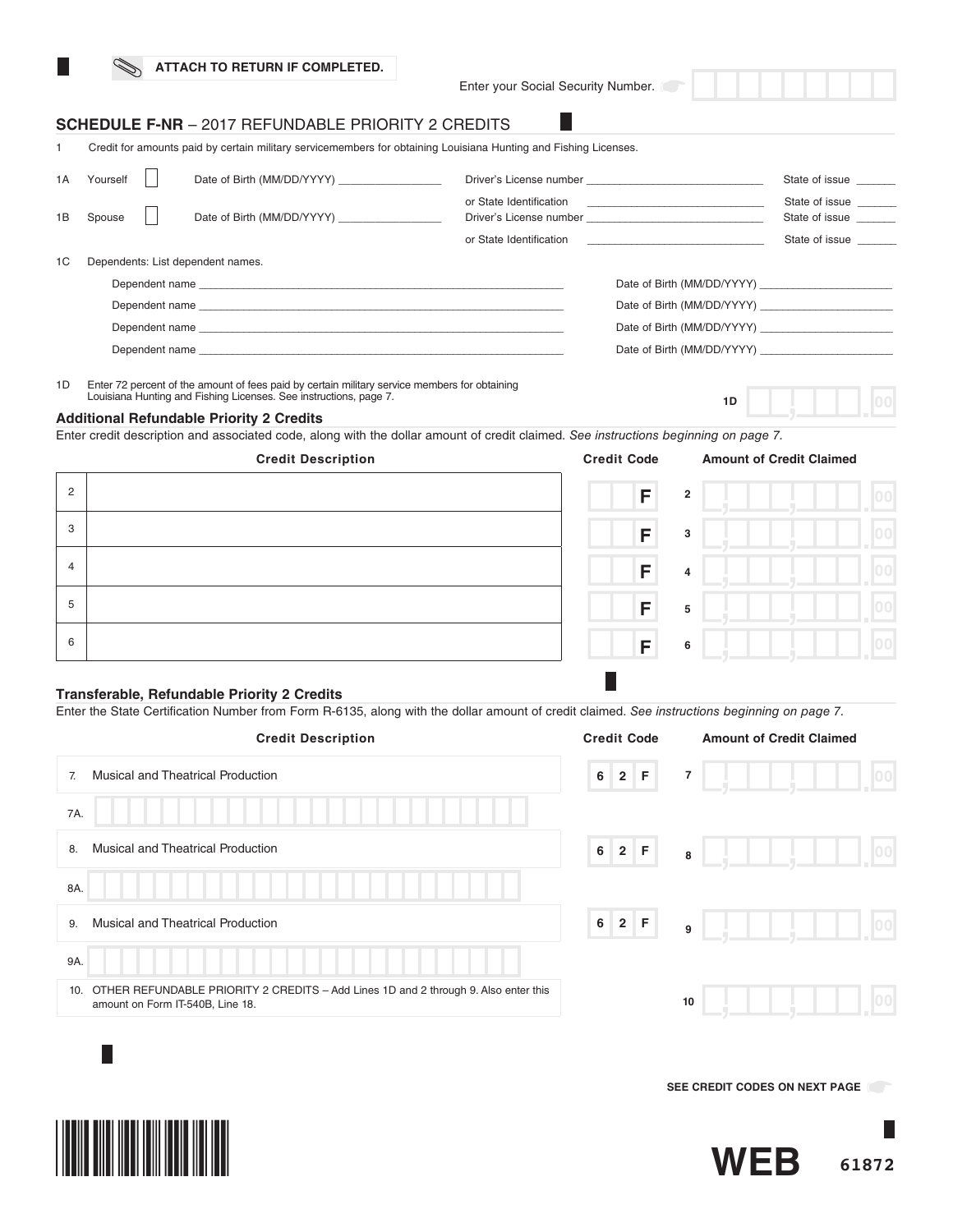ATTACH TO RETURN IF COMPLETED.

Enter your Social Security Number.

## SCHEDULE F-NR – 2017 REFUNDABLE PRIORITY 2 CREDITS

1 Credit for amounts paid by certain military servicemembers for obtaining Louisiana Hunting and Fishing Licenses.

1A Yourself ☐ Date of Birth (MM/DD/YYYY) ________________ Driver's License number ____________________________ State of issue ______
or State Identification ____________________________ State of issue ______

1B Spouse ☐ Date of Birth (MM/DD/YYYY) ________________ Driver's License number ____________________________ State of issue ______
or State Identification ____________________________ State of issue ______

1C Dependents: List dependent names.

Dependent name ____________________________________________ Date of Birth (MM/DD/YYYY) ____________________

Dependent name ____________________________________________ Date of Birth (MM/DD/YYYY) ____________________

Dependent name ____________________________________________ Date of Birth (MM/DD/YYYY) ____________________

Dependent name ____________________________________________ Date of Birth (MM/DD/YYYY) ____________________

1D Enter 72 percent of the amount of fees paid by certain military service members for obtaining Louisiana Hunting and Fishing Licenses. See instructions, page 7. **1D** .00

### Additional Refundable Priority 2 Credits

Enter credit description and associated code, along with the dollar amount of credit claimed. *See instructions beginning on page 7.*

| | Credit Description | Credit Code | | Amount of Credit Claimed |
|---|---|---|---|---|
| 2 | | F | 2 | .00 |
| 3 | | F | 3 | .00 |
| 4 | | F | 4 | .00 |
| 5 | | F | 5 | .00 |
| 6 | | F | 6 | .00 |

### Transferable, Refundable Priority 2 Credits

Enter the State Certification Number from Form R-6135, along with the dollar amount of credit claimed. *See instructions beginning on page 7.*

| | Credit Description | Credit Code | | Amount of Credit Claimed |
|---|---|---|---|---|
| 7. | Musical and Theatrical Production | 62F | 7 | .00 |
| 7A. | | | | |
| 8. | Musical and Theatrical Production | 62F | 8 | .00 |
| 8A. | | | | |
| 9. | Musical and Theatrical Production | 62F | 9 | .00 |
| 9A. | | | | |
| 10. | OTHER REFUNDABLE PRIORITY 2 CREDITS – Add Lines 1D and 2 through 9. Also enter this amount on Form IT-540B, Line 18. | | 10 | .00 |

SEE CREDIT CODES ON NEXT PAGE

WEB 61872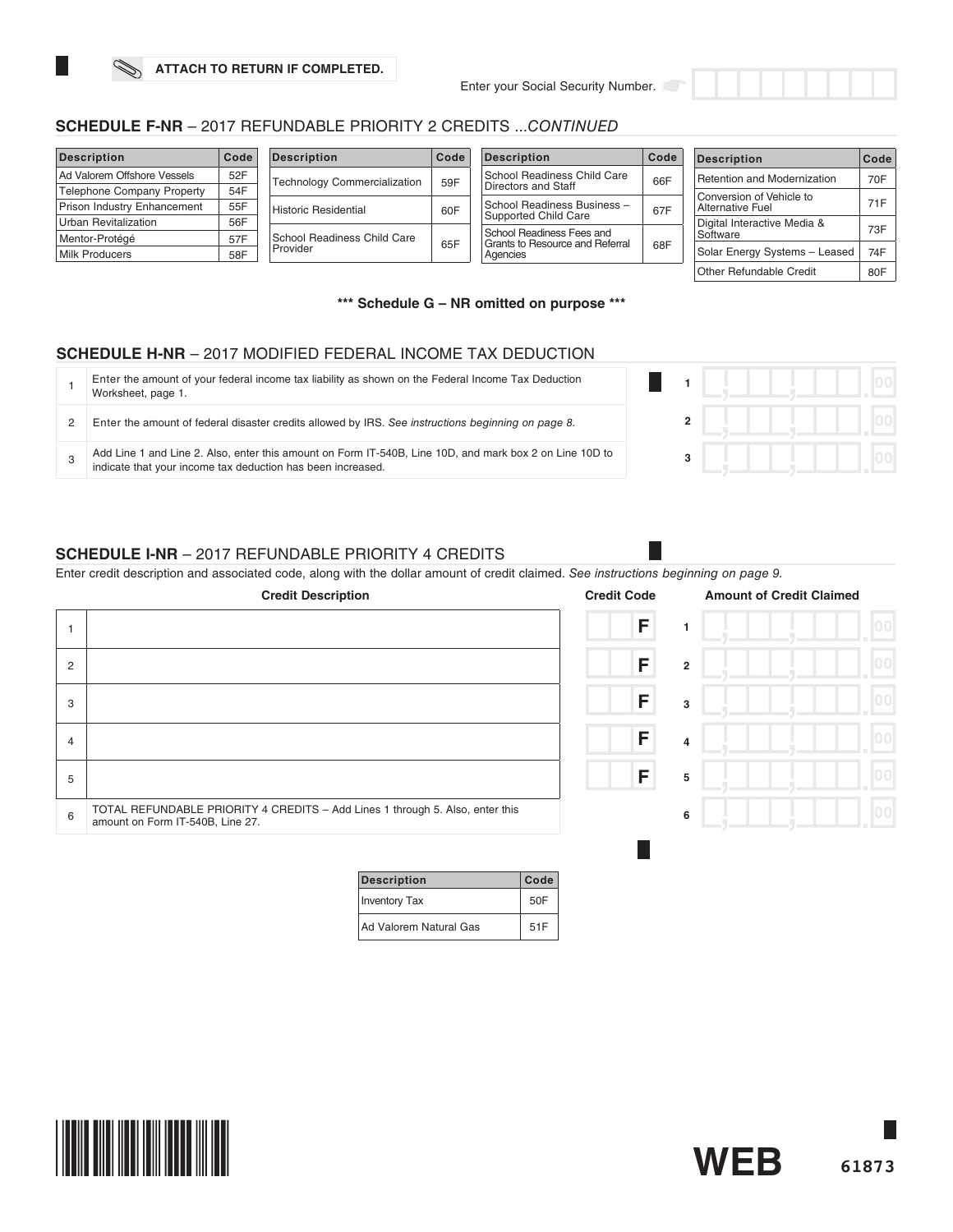ATTACH TO RETURN IF COMPLETED.

Enter your Social Security Number.

## SCHEDULE F-NR – 2017 REFUNDABLE PRIORITY 2 CREDITS ...*CONTINUED*

| Description | Code |
|---|---|
| Ad Valorem Offshore Vessels | 52F |
| Telephone Company Property | 54F |
| Prison Industry Enhancement | 55F |
| Urban Revitalization | 56F |
| Mentor-Protégé | 57F |
| Milk Producers | 58F |

| Description | Code |
|---|---|
| Technology Commercialization | 59F |
| Historic Residential | 60F |
| School Readiness Child Care Provider | 65F |

| Description | Code |
|---|---|
| School Readiness Child Care Directors and Staff | 66F |
| School Readiness Business – Supported Child Care | 67F |
| School Readiness Fees and Grants to Resource and Referral Agencies | 68F |

| Description | Code |
|---|---|
| Retention and Modernization | 70F |
| Conversion of Vehicle to Alternative Fuel | 71F |
| Digital Interactive Media & Software | 73F |
| Solar Energy Systems – Leased | 74F |
| Other Refundable Credit | 80F |

**\*\*\* Schedule G – NR omitted on purpose \*\*\***

## SCHEDULE H-NR – 2017 MODIFIED FEDERAL INCOME TAX DEDUCTION

| | | | |
|---|---|---|---|
| 1 | Enter the amount of your federal income tax liability as shown on the Federal Income Tax Deduction Worksheet, page 1. | 1 | .00 |
| 2 | Enter the amount of federal disaster credits allowed by IRS. *See instructions beginning on page 8.* | 2 | .00 |
| 3 | Add Line 1 and Line 2. Also, enter this amount on Form IT-540B, Line 10D, and mark box 2 on Line 10D to indicate that your income tax deduction has been increased. | 3 | .00 |

## SCHEDULE I-NR – 2017 REFUNDABLE PRIORITY 4 CREDITS

Enter credit description and associated code, along with the dollar amount of credit claimed. *See instructions beginning on page 9.*

| | Credit Description | Credit Code | | Amount of Credit Claimed |
|---|---|---|---|---|
| 1 | | F | 1 | .00 |
| 2 | | F | 2 | .00 |
| 3 | | F | 3 | .00 |
| 4 | | F | 4 | .00 |
| 5 | | F | 5 | .00 |
| 6 | TOTAL REFUNDABLE PRIORITY 4 CREDITS – Add Lines 1 through 5. Also, enter this amount on Form IT-540B, Line 27. | | 6 | .00 |

| Description | Code |
|---|---|
| Inventory Tax | 50F |
| Ad Valorem Natural Gas | 51F |

WEB 61873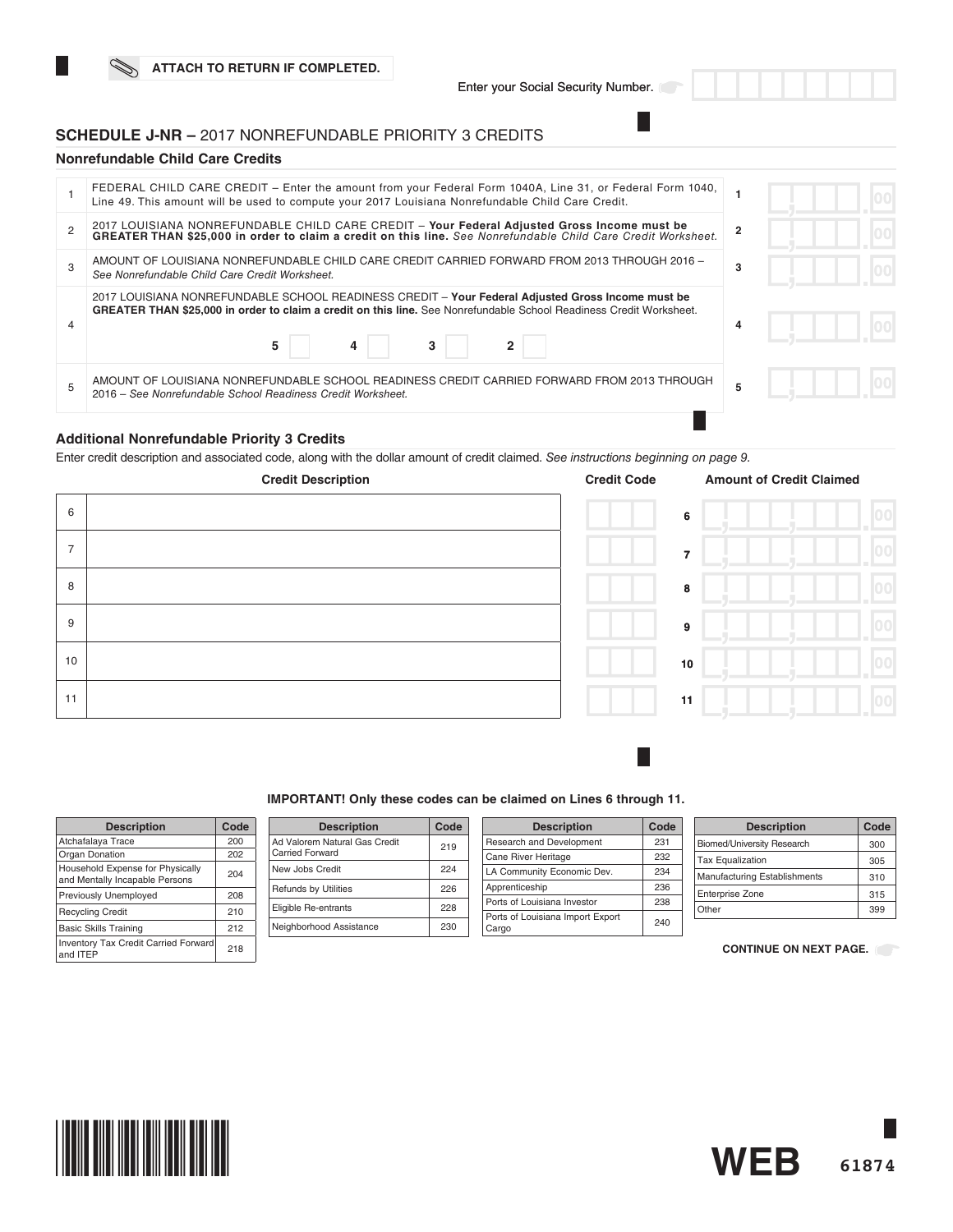ATTACH TO RETURN IF COMPLETED.

Enter your Social Security Number.

## SCHEDULE J-NR – 2017 NONREFUNDABLE PRIORITY 3 CREDITS

### Nonrefundable Child Care Credits

| | | | |
|---|---|---|---|
| 1 | FEDERAL CHILD CARE CREDIT – Enter the amount from your Federal Form 1040A, Line 31, or Federal Form 1040, Line 49. This amount will be used to compute your 2017 Louisiana Nonrefundable Child Care Credit. | 1 | .00 |
| 2 | 2017 LOUISIANA NONREFUNDABLE CHILD CARE CREDIT – **Your Federal Adjusted Gross Income must be GREATER THAN $25,000 in order to claim a credit on this line.** *See Nonrefundable Child Care Credit Worksheet.* | 2 | .00 |
| 3 | AMOUNT OF LOUISIANA NONREFUNDABLE CHILD CARE CREDIT CARRIED FORWARD FROM 2013 THROUGH 2016 – *See Nonrefundable Child Care Credit Worksheet.* | 3 | .00 |
| 4 | 2017 LOUISIANA NONREFUNDABLE SCHOOL READINESS CREDIT – **Your Federal Adjusted Gross Income must be GREATER THAN $25,000 in order to claim a credit on this line.** See Nonrefundable School Readiness Credit Worksheet. 5 ☐ 4 ☐ 3 ☐ 2 ☐ | 4 | .00 |
| 5 | AMOUNT OF LOUISIANA NONREFUNDABLE SCHOOL READINESS CREDIT CARRIED FORWARD FROM 2013 THROUGH 2016 – *See Nonrefundable School Readiness Credit Worksheet.* | 5 | .00 |

### Additional Nonrefundable Priority 3 Credits

Enter credit description and associated code, along with the dollar amount of credit claimed. *See instructions beginning on page 9.*

| | Credit Description | Credit Code | | Amount of Credit Claimed |
|---|---|---|---|---|
| 6 | | | 6 | .00 |
| 7 | | | 7 | .00 |
| 8 | | | 8 | .00 |
| 9 | | | 9 | .00 |
| 10 | | | 10 | .00 |
| 11 | | | 11 | .00 |

**IMPORTANT! Only these codes can be claimed on Lines 6 through 11.**

| Description | Code |
|---|---|
| Atchafalaya Trace | 200 |
| Organ Donation | 202 |
| Household Expense for Physically and Mentally Incapable Persons | 204 |
| Previously Unemployed | 208 |
| Recycling Credit | 210 |
| Basic Skills Training | 212 |
| Inventory Tax Credit Carried Forward and ITEP | 218 |
| Ad Valorem Natural Gas Credit Carried Forward | 219 |
| New Jobs Credit | 224 |
| Refunds by Utilities | 226 |
| Eligible Re-entrants | 228 |
| Neighborhood Assistance | 230 |
| Research and Development | 231 |
| Cane River Heritage | 232 |
| LA Community Economic Dev. | 234 |
| Apprenticeship | 236 |
| Ports of Louisiana Investor | 238 |
| Ports of Louisiana Import Export Cargo | 240 |
| Biomed/University Research | 300 |
| Tax Equalization | 305 |
| Manufacturing Establishments | 310 |
| Enterprise Zone | 315 |
| Other | 399 |

**CONTINUE ON NEXT PAGE.**

WEB 61874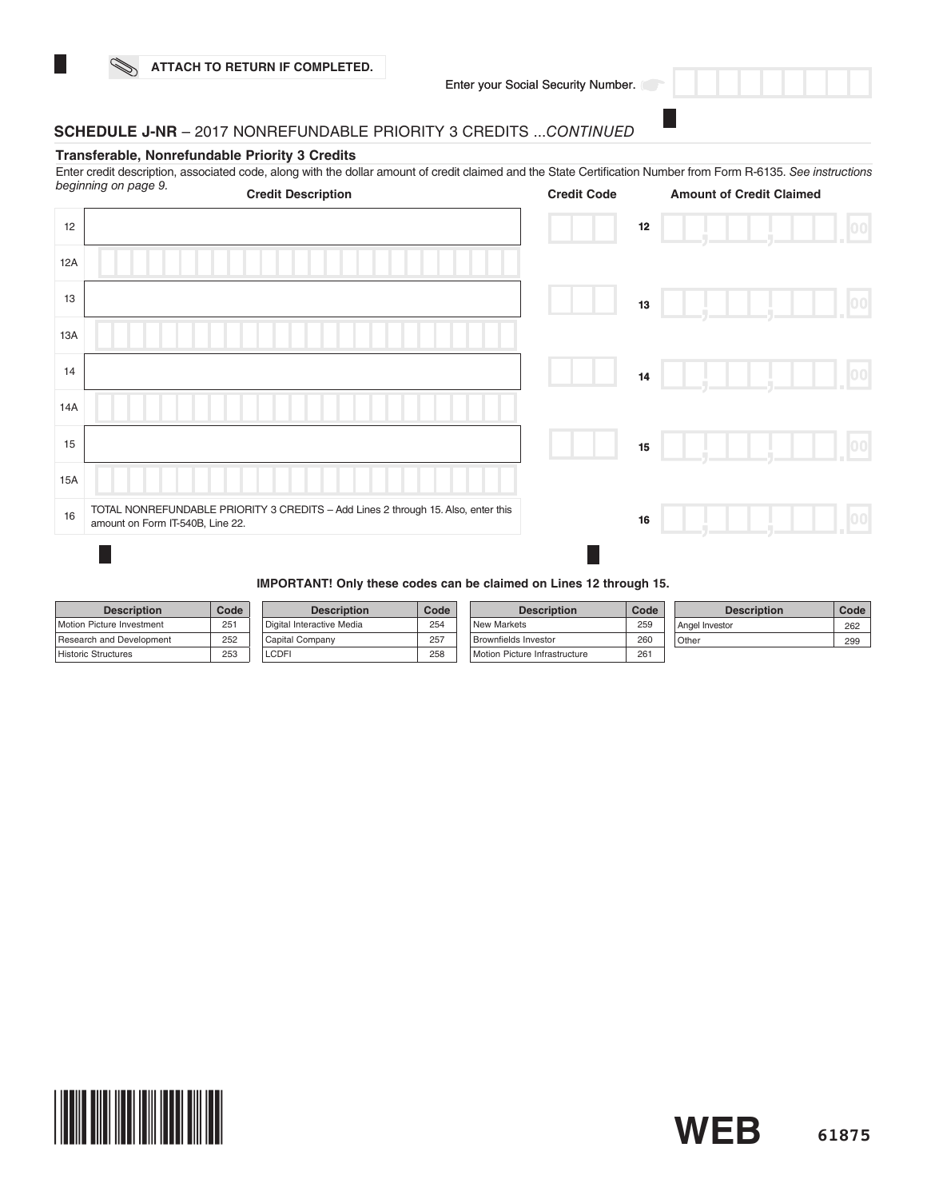ATTACH TO RETURN IF COMPLETED.

Enter your Social Security Number.

## SCHEDULE J-NR – 2017 NONREFUNDABLE PRIORITY 3 CREDITS ...CONTINUED

### Transferable, Nonrefundable Priority 3 Credits

Enter credit description, associated code, along with the dollar amount of credit claimed and the State Certification Number from Form R-6135. *See instructions beginning on page 9.*

| Line | Credit Description | Credit Code | | Amount of Credit Claimed |
|---|---|---|---|---|
| 12 | | | 12 | .00 |
| 12A | | | | |
| 13 | | | 13 | .00 |
| 13A | | | | |
| 14 | | | 14 | .00 |
| 14A | | | | |
| 15 | | | 15 | .00 |
| 15A | | | | |
| 16 | TOTAL NONREFUNDABLE PRIORITY 3 CREDITS – Add Lines 2 through 15. Also, enter this amount on Form IT-540B, Line 22. | | 16 | .00 |

**IMPORTANT! Only these codes can be claimed on Lines 12 through 15.**

| Description | Code |
|---|---|
| Motion Picture Investment | 251 |
| Research and Development | 252 |
| Historic Structures | 253 |
| Digital Interactive Media | 254 |
| Capital Company | 257 |
| LCDFI | 258 |
| New Markets | 259 |
| Brownfields Investor | 260 |
| Motion Picture Infrastructure | 261 |
| Angel Investor | 262 |
| Other | 299 |

WEB 61875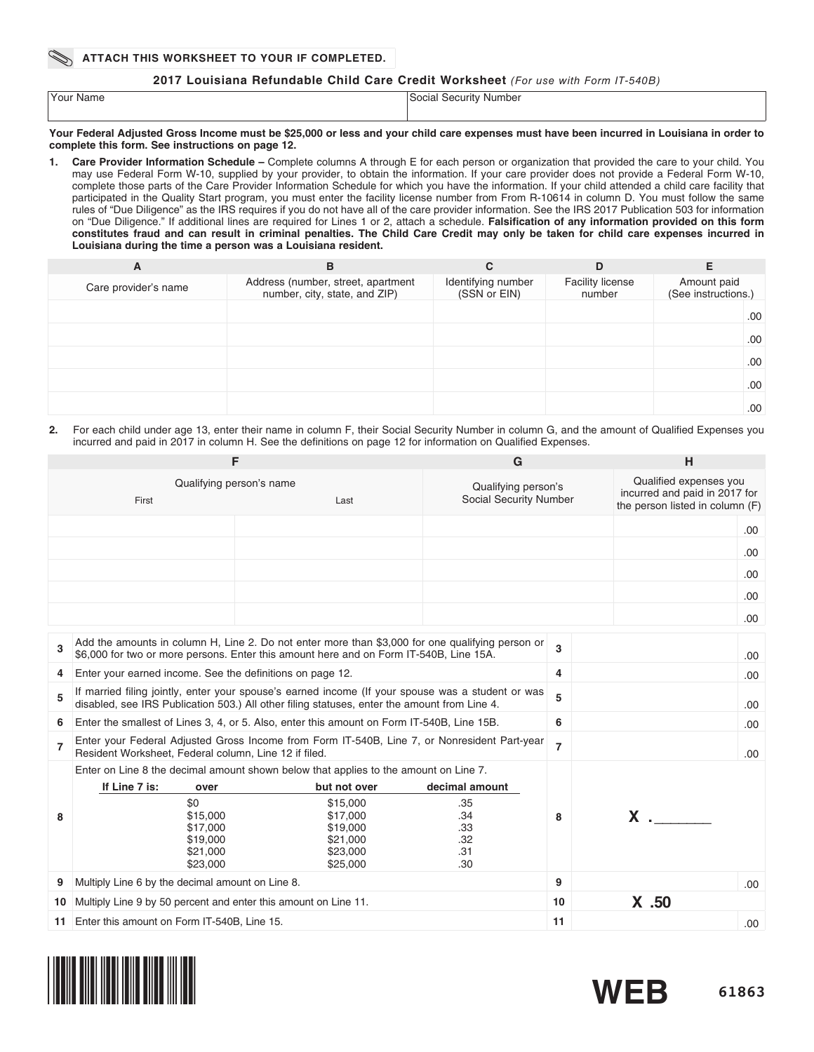**ATTACH THIS WORKSHEET TO YOUR IF COMPLETED.**

## 2017 Louisiana Refundable Child Care Credit Worksheet *(For use with Form IT-540B)*

| Your Name | Social Security Number |
|---|---|
| | |

**Your Federal Adjusted Gross Income must be $25,000 or less and your child care expenses must have been incurred in Louisiana in order to complete this form. See instructions on page 12.**

1. **Care Provider Information Schedule –** Complete columns A through E for each person or organization that provided the care to your child. You may use Federal Form W-10, supplied by your provider, to obtain the information. If your care provider does not provide a Federal Form W-10, complete those parts of the Care Provider Information Schedule for which you have the information. If your child attended a child care facility that participated in the Quality Start program, you must enter the facility license number from From R-10614 in column D. You must follow the same rules of "Due Diligence" as the IRS requires if you do not have all of the care provider information. See the IRS 2017 Publication 503 for information on "Due Diligence." If additional lines are required for Lines 1 or 2, attach a schedule. **Falsification of any information provided on this form constitutes fraud and can result in criminal penalties. The Child Care Credit may only be taken for child care expenses incurred in Louisiana during the time a person was a Louisiana resident.**

| A | B | C | D | E |
|---|---|---|---|---|
| Care provider's name | Address (number, street, apartment number, city, state, and ZIP) | Identifying number (SSN or EIN) | Facility license number | Amount paid (See instructions.) |
| | | | | .00 |
| | | | | .00 |
| | | | | .00 |
| | | | | .00 |
| | | | | .00 |

2. For each child under age 13, enter their name in column F, their Social Security Number in column G, and the amount of Qualified Expenses you incurred and paid in 2017 in column H. See the definitions on page 12 for information on Qualified Expenses.

| F | | G | H |
|---|---|---|---|
| Qualifying person's name | | Qualifying person's Social Security Number | Qualified expenses you incurred and paid in 2017 for the person listed in column (F) |
| First | Last | | |
| | | | .00 |
| | | | .00 |
| | | | .00 |
| | | | .00 |
| | | | .00 |

| | | | |
|---|---|---|---|
| 3 | Add the amounts in column H, Line 2. Do not enter more than $3,000 for one qualifying person or $6,000 for two or more persons. Enter this amount here and on Form IT-540B, Line 15A. | 3 | .00 |
| 4 | Enter your earned income. See the definitions on page 12. | 4 | .00 |
| 5 | If married filing jointly, enter your spouse's earned income (If your spouse was a student or was disabled, see IRS Publication 503.) All other filing statuses, enter the amount from Line 4. | 5 | .00 |
| 6 | Enter the smallest of Lines 3, 4, or 5. Also, enter this amount on Form IT-540B, Line 15B. | 6 | .00 |
| 7 | Enter your Federal Adjusted Gross Income from Form IT-540B, Line 7, or Nonresident Part-year Resident Worksheet, Federal column, Line 12 if filed. | 7 | .00 |
| 8 | Enter on Line 8 the decimal amount shown below that applies to the amount on Line 7. | 8 | X .______ |
| 9 | Multiply Line 6 by the decimal amount on Line 8. | 9 | .00 |
| 10 | Multiply Line 9 by 50 percent and enter this amount on Line 11. | 10 | X .50 |
| 11 | Enter this amount on Form IT-540B, Line 15. | 11 | .00 |

Line 8 decimal amounts:

| If Line 7 is: over | but not over | decimal amount |
|---|---|---|
| $0 | $15,000 | .35 |
| $15,000 | $17,000 | .34 |
| $17,000 | $19,000 | .33 |
| $19,000 | $21,000 | .32 |
| $21,000 | $23,000 | .31 |
| $23,000 | $25,000 | .30 |

WEB 61863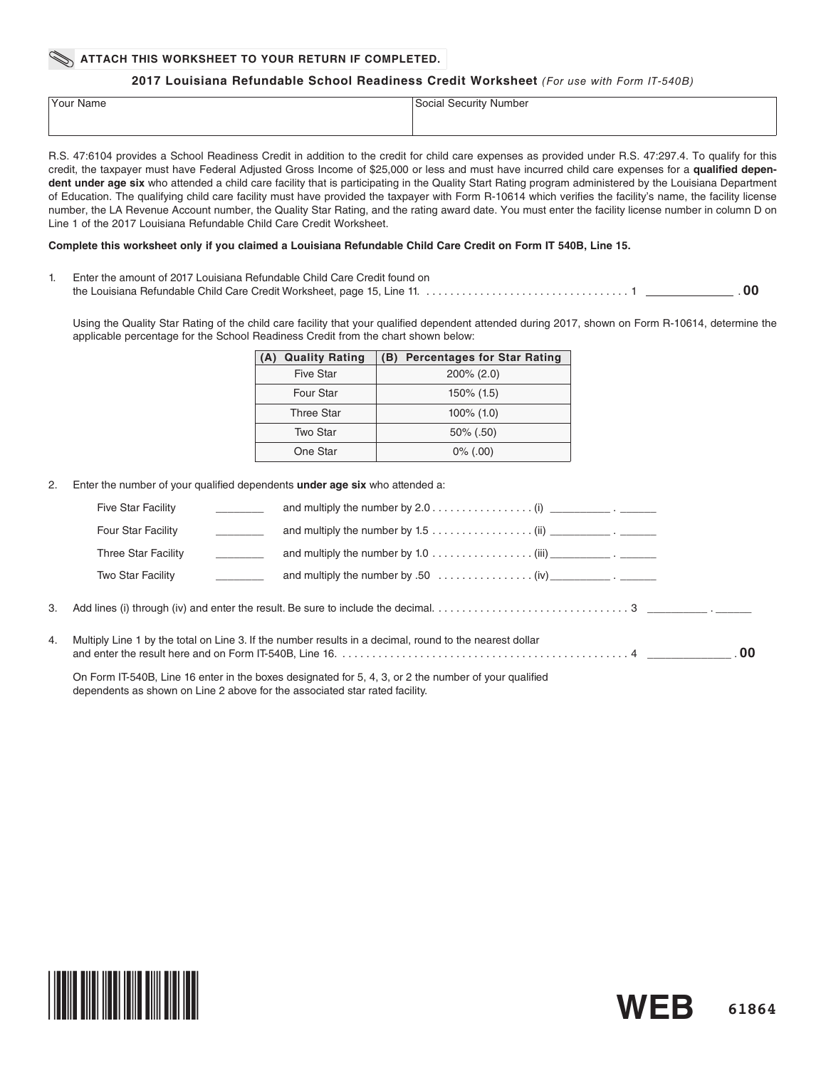**ATTACH THIS WORKSHEET TO YOUR RETURN IF COMPLETED.**

## 2017 Louisiana Refundable School Readiness Credit Worksheet *(For use with Form IT-540B)*

| Your Name | Social Security Number |
|---|---|
| | |

R.S. 47:6104 provides a School Readiness Credit in addition to the credit for child care expenses as provided under R.S. 47:297.4. To qualify for this credit, the taxpayer must have Federal Adjusted Gross Income of $25,000 or less and must have incurred child care expenses for a **qualified dependent under age six** who attended a child care facility that is participating in the Quality Start Rating program administered by the Louisiana Department of Education. The qualifying child care facility must have provided the taxpayer with Form R-10614 which verifies the facility's name, the facility license number, the LA Revenue Account number, the Quality Star Rating, and the rating award date. You must enter the facility license number in column D on Line 1 of the 2017 Louisiana Refundable Child Care Credit Worksheet.

**Complete this worksheet only if you claimed a Louisiana Refundable Child Care Credit on Form IT 540B, Line 15.**

1. Enter the amount of 2017 Louisiana Refundable Child Care Credit found on the Louisiana Refundable Child Care Credit Worksheet, page 15, Line 11. . . . . . . . . . . . . . . . . . . . . . . . . . . . . . . . . . 1 ____________ .**00**

   Using the Quality Star Rating of the child care facility that your qualified dependent attended during 2017, shown on Form R-10614, determine the applicable percentage for the School Readiness Credit from the chart shown below:

| (A) Quality Rating | (B) Percentages for Star Rating |
|---|---|
| Five Star | 200% (2.0) |
| Four Star | 150% (1.5) |
| Three Star | 100% (1.0) |
| Two Star | 50% (.50) |
| One Star | 0% (.00) |

2. Enter the number of your qualified dependents **under age six** who attended a:

   Five Star Facility ________ and multiply the number by 2.0 . . . . . . . . . . . . . . . . (i) _________ . ______

   Four Star Facility ________ and multiply the number by 1.5 . . . . . . . . . . . . . . . . (ii) _________ . ______

   Three Star Facility ________ and multiply the number by 1.0 . . . . . . . . . . . . . . . . (iii) _________ . ______

   Two Star Facility ________ and multiply the number by .50 . . . . . . . . . . . . . . . . (iv) _________ . ______

3. Add lines (i) through (iv) and enter the result. Be sure to include the decimal. . . . . . . . . . . . . . . . . . . . . . . . . . . . . . . . . 3 _________ . ______

4. Multiply Line 1 by the total on Line 3. If the number results in a decimal, round to the nearest dollar and enter the result here and on Form IT-540B, Line 16. . . . . . . . . . . . . . . . . . . . . . . . . . . . . . . . . . . . . . . . . . . . . . . . 4 ____________ .**00**

   On Form IT-540B, Line 16 enter in the boxes designated for 5, 4, 3, or 2 the number of your qualified dependents as shown on Line 2 above for the associated star rated facility.

**WEB** 61864